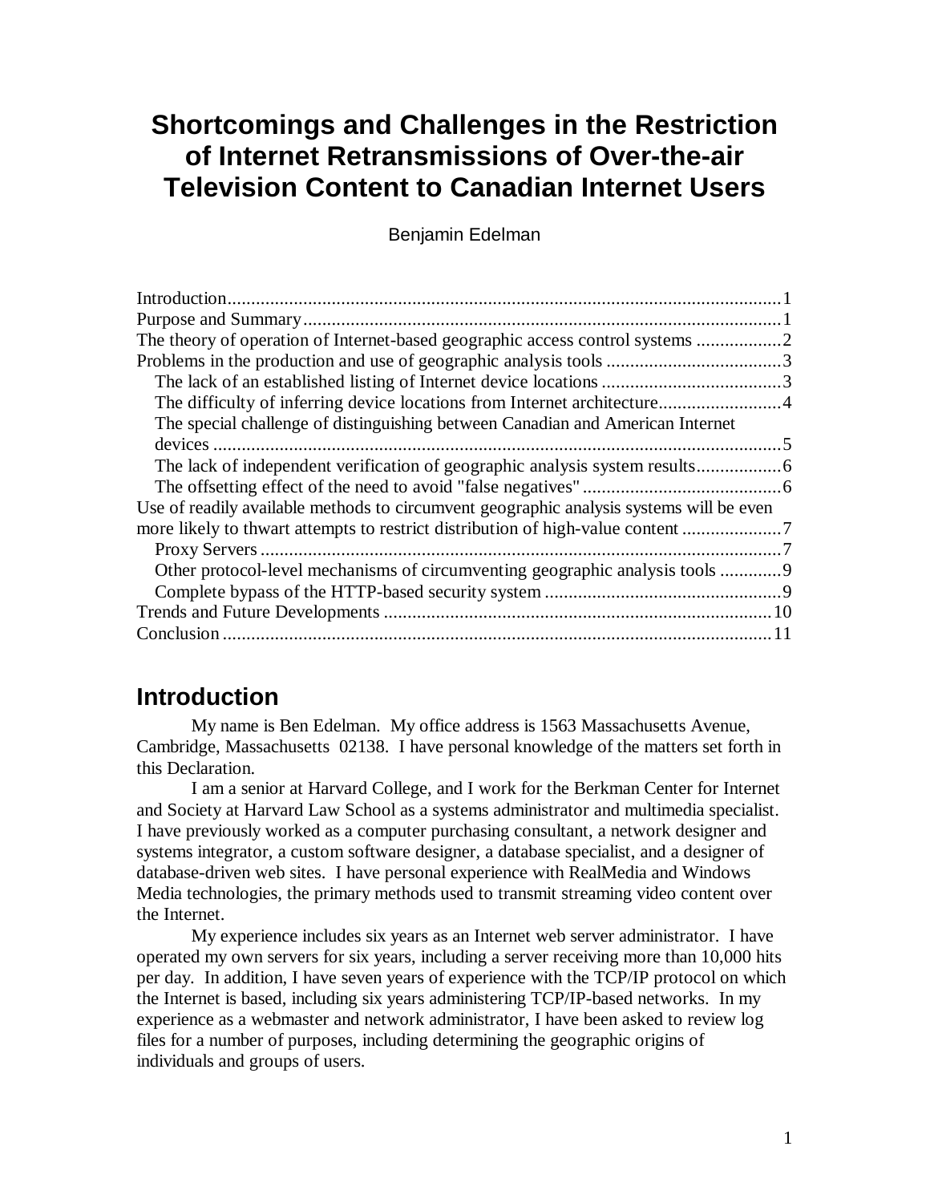# Shortcomings and Challenges in the Restriction of Internet Retransmissions of Over-the-air Television Content to Canadian Internet Users

Benjamin Edelman

Introduction.....1
Purpose and Summary.....1
The theory of operation of Internet-based geographic access control systems.....2
Problems in the production and use of geographic analysis tools.....3
  The lack of an established listing of Internet device locations.....3
  The difficulty of inferring device locations from Internet architecture.....4
  The special challenge of distinguishing between Canadian and American Internet devices.....5
  The lack of independent verification of geographic analysis system results.....6
  The offsetting effect of the need to avoid "false negatives".....6
Use of readily available methods to circumvent geographic analysis systems will be even more likely to thwart attempts to restrict distribution of high-value content.....7
  Proxy Servers.....7
  Other protocol-level mechanisms of circumventing geographic analysis tools.....9
  Complete bypass of the HTTP-based security system.....9
Trends and Future Developments.....10
Conclusion.....11

## Introduction

My name is Ben Edelman. My office address is 1563 Massachusetts Avenue, Cambridge, Massachusetts 02138. I have personal knowledge of the matters set forth in this Declaration.

I am a senior at Harvard College, and I work for the Berkman Center for Internet and Society at Harvard Law School as a systems administrator and multimedia specialist. I have previously worked as a computer purchasing consultant, a network designer and systems integrator, a custom software designer, a database specialist, and a designer of database-driven web sites. I have personal experience with RealMedia and Windows Media technologies, the primary methods used to transmit streaming video content over the Internet.

My experience includes six years as an Internet web server administrator. I have operated my own servers for six years, including a server receiving more than 10,000 hits per day. In addition, I have seven years of experience with the TCP/IP protocol on which the Internet is based, including six years administering TCP/IP-based networks. In my experience as a webmaster and network administrator, I have been asked to review log files for a number of purposes, including determining the geographic origins of individuals and groups of users.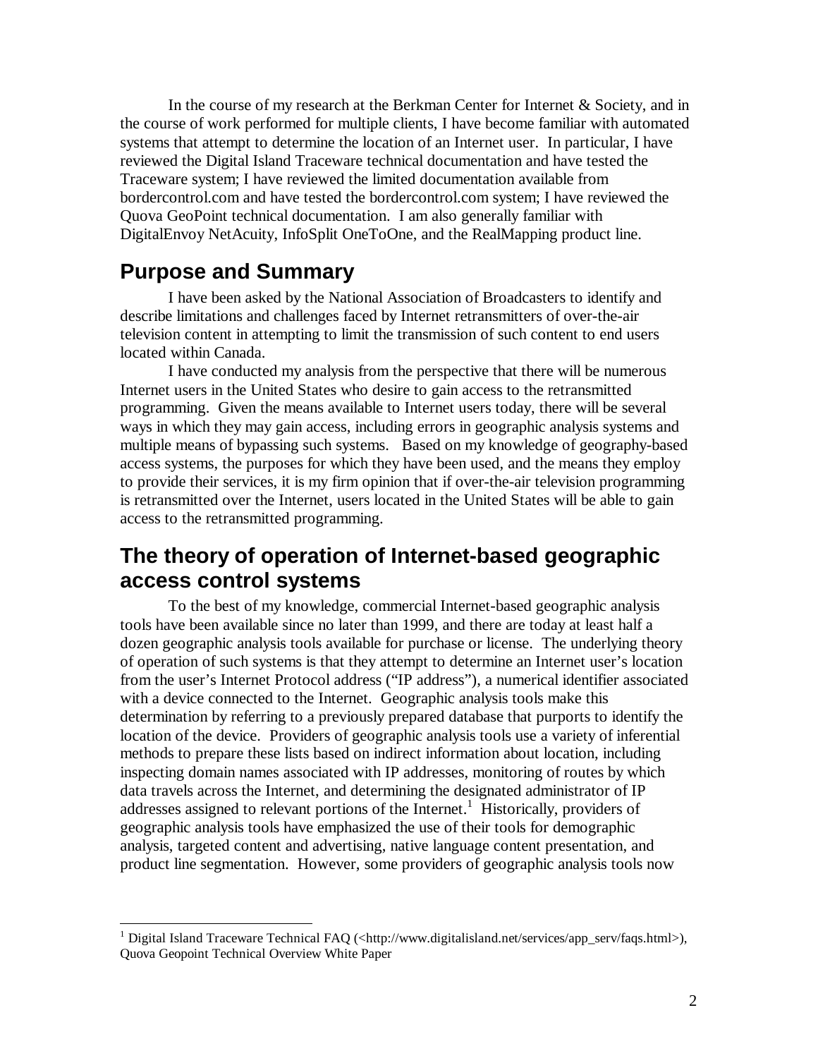In the course of my research at the Berkman Center for Internet & Society, and in the course of work performed for multiple clients, I have become familiar with automated systems that attempt to determine the location of an Internet user. In particular, I have reviewed the Digital Island Traceware technical documentation and have tested the Traceware system; I have reviewed the limited documentation available from bordercontrol.com and have tested the bordercontrol.com system; I have reviewed the Quova GeoPoint technical documentation. I am also generally familiar with DigitalEnvoy NetAcuity, InfoSplit OneToOne, and the RealMapping product line.

## Purpose and Summary

I have been asked by the National Association of Broadcasters to identify and describe limitations and challenges faced by Internet retransmitters of over-the-air television content in attempting to limit the transmission of such content to end users located within Canada.

I have conducted my analysis from the perspective that there will be numerous Internet users in the United States who desire to gain access to the retransmitted programming. Given the means available to Internet users today, there will be several ways in which they may gain access, including errors in geographic analysis systems and multiple means of bypassing such systems. Based on my knowledge of geography-based access systems, the purposes for which they have been used, and the means they employ to provide their services, it is my firm opinion that if over-the-air television programming is retransmitted over the Internet, users located in the United States will be able to gain access to the retransmitted programming.

## The theory of operation of Internet-based geographic access control systems

To the best of my knowledge, commercial Internet-based geographic analysis tools have been available since no later than 1999, and there are today at least half a dozen geographic analysis tools available for purchase or license. The underlying theory of operation of such systems is that they attempt to determine an Internet user's location from the user's Internet Protocol address ("IP address"), a numerical identifier associated with a device connected to the Internet. Geographic analysis tools make this determination by referring to a previously prepared database that purports to identify the location of the device. Providers of geographic analysis tools use a variety of inferential methods to prepare these lists based on indirect information about location, including inspecting domain names associated with IP addresses, monitoring of routes by which data travels across the Internet, and determining the designated administrator of IP addresses assigned to relevant portions of the Internet.[1] Historically, providers of geographic analysis tools have emphasized the use of their tools for demographic analysis, targeted content and advertising, native language content presentation, and product line segmentation. However, some providers of geographic analysis tools now

[1] Digital Island Traceware Technical FAQ (<http://www.digitalisland.net/services/app_serv/faqs.html>), Quova Geopoint Technical Overview White Paper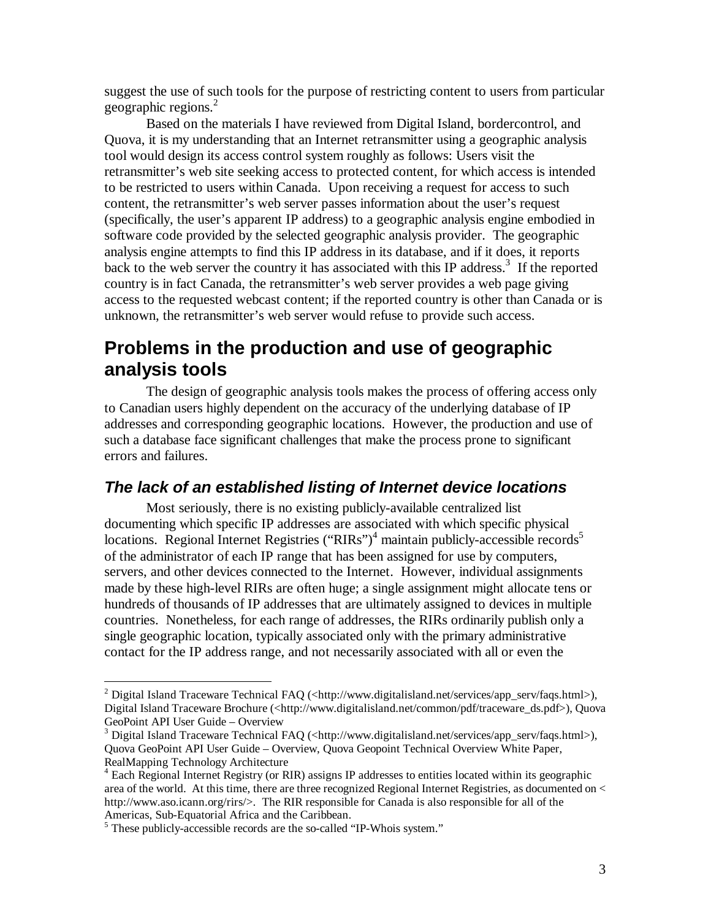suggest the use of such tools for the purpose of restricting content to users from particular geographic regions.[2]

Based on the materials I have reviewed from Digital Island, bordercontrol, and Quova, it is my understanding that an Internet retransmitter using a geographic analysis tool would design its access control system roughly as follows: Users visit the retransmitter's web site seeking access to protected content, for which access is intended to be restricted to users within Canada. Upon receiving a request for access to such content, the retransmitter's web server passes information about the user's request (specifically, the user's apparent IP address) to a geographic analysis engine embodied in software code provided by the selected geographic analysis provider. The geographic analysis engine attempts to find this IP address in its database, and if it does, it reports back to the web server the country it has associated with this IP address.[3] If the reported country is in fact Canada, the retransmitter's web server provides a web page giving access to the requested webcast content; if the reported country is other than Canada or is unknown, the retransmitter's web server would refuse to provide such access.

## Problems in the production and use of geographic analysis tools

The design of geographic analysis tools makes the process of offering access only to Canadian users highly dependent on the accuracy of the underlying database of IP addresses and corresponding geographic locations. However, the production and use of such a database face significant challenges that make the process prone to significant errors and failures.

### *The lack of an established listing of Internet device locations*

Most seriously, there is no existing publicly-available centralized list documenting which specific IP addresses are associated with which specific physical locations. Regional Internet Registries ("RIRs")[4] maintain publicly-accessible records[5] of the administrator of each IP range that has been assigned for use by computers, servers, and other devices connected to the Internet. However, individual assignments made by these high-level RIRs are often huge; a single assignment might allocate tens or hundreds of thousands of IP addresses that are ultimately assigned to devices in multiple countries. Nonetheless, for each range of addresses, the RIRs ordinarily publish only a single geographic location, typically associated only with the primary administrative contact for the IP address range, and not necessarily associated with all or even the

---

[2] Digital Island Traceware Technical FAQ (<http://www.digitalisland.net/services/app_serv/faqs.html>), Digital Island Traceware Brochure (<http://www.digitalisland.net/common/pdf/traceware_ds.pdf>), Quova GeoPoint API User Guide – Overview

[3] Digital Island Traceware Technical FAQ (<http://www.digitalisland.net/services/app_serv/faqs.html>), Quova GeoPoint API User Guide – Overview, Quova Geopoint Technical Overview White Paper, RealMapping Technology Architecture

[4] Each Regional Internet Registry (or RIR) assigns IP addresses to entities located within its geographic area of the world. At this time, there are three recognized Regional Internet Registries, as documented on < http://www.aso.icann.org/rirs/>. The RIR responsible for Canada is also responsible for all of the Americas, Sub-Equatorial Africa and the Caribbean.

[5] These publicly-accessible records are the so-called "IP-Whois system."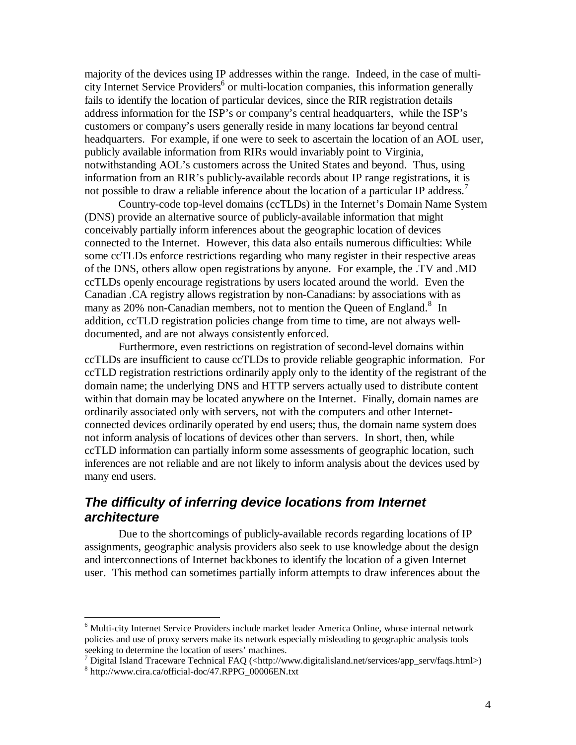majority of the devices using IP addresses within the range. Indeed, in the case of multi-city Internet Service Providers[6] or multi-location companies, this information generally fails to identify the location of particular devices, since the RIR registration details address information for the ISP's or company's central headquarters, while the ISP's customers or company's users generally reside in many locations far beyond central headquarters. For example, if one were to seek to ascertain the location of an AOL user, publicly available information from RIRs would invariably point to Virginia, notwithstanding AOL's customers across the United States and beyond. Thus, using information from an RIR's publicly-available records about IP range registrations, it is not possible to draw a reliable inference about the location of a particular IP address.[7]

Country-code top-level domains (ccTLDs) in the Internet's Domain Name System (DNS) provide an alternative source of publicly-available information that might conceivably partially inform inferences about the geographic location of devices connected to the Internet. However, this data also entails numerous difficulties: While some ccTLDs enforce restrictions regarding who many register in their respective areas of the DNS, others allow open registrations by anyone. For example, the .TV and .MD ccTLDs openly encourage registrations by users located around the world. Even the Canadian .CA registry allows registration by non-Canadians: by associations with as many as 20% non-Canadian members, not to mention the Queen of England.[8] In addition, ccTLD registration policies change from time to time, are not always well-documented, and are not always consistently enforced.

Furthermore, even restrictions on registration of second-level domains within ccTLDs are insufficient to cause ccTLDs to provide reliable geographic information. For ccTLD registration restrictions ordinarily apply only to the identity of the registrant of the domain name; the underlying DNS and HTTP servers actually used to distribute content within that domain may be located anywhere on the Internet. Finally, domain names are ordinarily associated only with servers, not with the computers and other Internet-connected devices ordinarily operated by end users; thus, the domain name system does not inform analysis of locations of devices other than servers. In short, then, while ccTLD information can partially inform some assessments of geographic location, such inferences are not reliable and are not likely to inform analysis about the devices used by many end users.

## *The difficulty of inferring device locations from Internet architecture*

Due to the shortcomings of publicly-available records regarding locations of IP assignments, geographic analysis providers also seek to use knowledge about the design and interconnections of Internet backbones to identify the location of a given Internet user. This method can sometimes partially inform attempts to draw inferences about the

---

[6] Multi-city Internet Service Providers include market leader America Online, whose internal network policies and use of proxy servers make its network especially misleading to geographic analysis tools seeking to determine the location of users' machines.

[7] Digital Island Traceware Technical FAQ (<http://www.digitalisland.net/services/app_serv/faqs.html>)

[8] http://www.cira.ca/official-doc/47.RPPG_00006EN.txt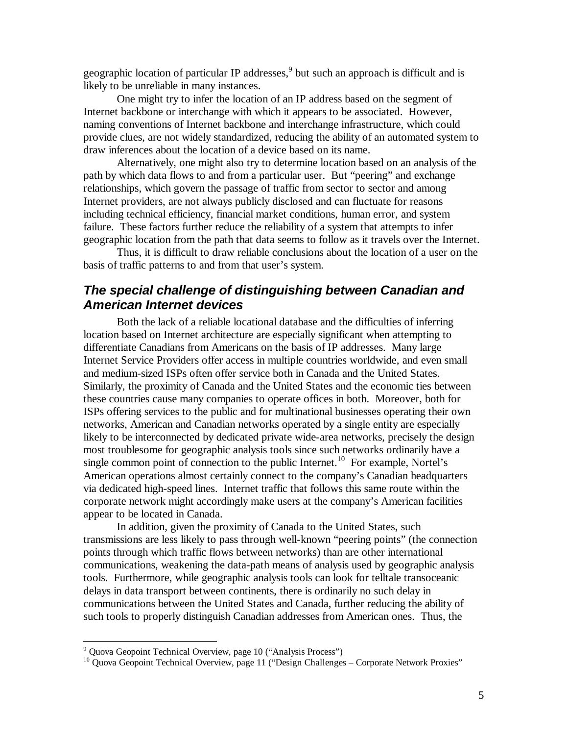geographic location of particular IP addresses,[9] but such an approach is difficult and is likely to be unreliable in many instances.

One might try to infer the location of an IP address based on the segment of Internet backbone or interchange with which it appears to be associated. However, naming conventions of Internet backbone and interchange infrastructure, which could provide clues, are not widely standardized, reducing the ability of an automated system to draw inferences about the location of a device based on its name.

Alternatively, one might also try to determine location based on an analysis of the path by which data flows to and from a particular user. But "peering" and exchange relationships, which govern the passage of traffic from sector to sector and among Internet providers, are not always publicly disclosed and can fluctuate for reasons including technical efficiency, financial market conditions, human error, and system failure. These factors further reduce the reliability of a system that attempts to infer geographic location from the path that data seems to follow as it travels over the Internet.

Thus, it is difficult to draw reliable conclusions about the location of a user on the basis of traffic patterns to and from that user's system.

## ***The special challenge of distinguishing between Canadian and American Internet devices***

Both the lack of a reliable locational database and the difficulties of inferring location based on Internet architecture are especially significant when attempting to differentiate Canadians from Americans on the basis of IP addresses. Many large Internet Service Providers offer access in multiple countries worldwide, and even small and medium-sized ISPs often offer service both in Canada and the United States. Similarly, the proximity of Canada and the United States and the economic ties between these countries cause many companies to operate offices in both. Moreover, both for ISPs offering services to the public and for multinational businesses operating their own networks, American and Canadian networks operated by a single entity are especially likely to be interconnected by dedicated private wide-area networks, precisely the design most troublesome for geographic analysis tools since such networks ordinarily have a single common point of connection to the public Internet.[10] For example, Nortel's American operations almost certainly connect to the company's Canadian headquarters via dedicated high-speed lines. Internet traffic that follows this same route within the corporate network might accordingly make users at the company's American facilities appear to be located in Canada.

In addition, given the proximity of Canada to the United States, such transmissions are less likely to pass through well-known "peering points" (the connection points through which traffic flows between networks) than are other international communications, weakening the data-path means of analysis used by geographic analysis tools. Furthermore, while geographic analysis tools can look for telltale transoceanic delays in data transport between continents, there is ordinarily no such delay in communications between the United States and Canada, further reducing the ability of such tools to properly distinguish Canadian addresses from American ones. Thus, the

---

[9] Quova Geopoint Technical Overview, page 10 ("Analysis Process")

[10] Quova Geopoint Technical Overview, page 11 ("Design Challenges – Corporate Network Proxies"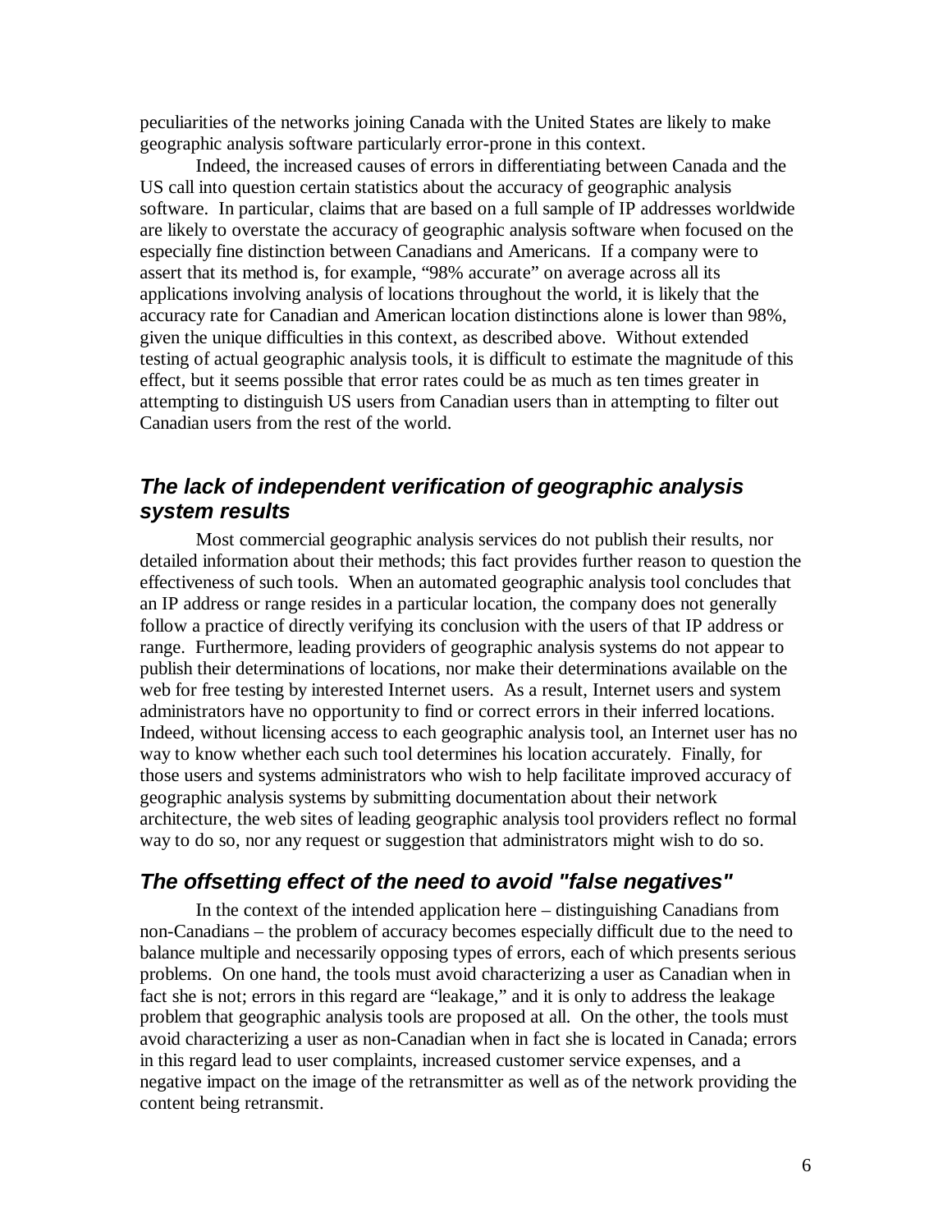peculiarities of the networks joining Canada with the United States are likely to make geographic analysis software particularly error-prone in this context.

Indeed, the increased causes of errors in differentiating between Canada and the US call into question certain statistics about the accuracy of geographic analysis software. In particular, claims that are based on a full sample of IP addresses worldwide are likely to overstate the accuracy of geographic analysis software when focused on the especially fine distinction between Canadians and Americans. If a company were to assert that its method is, for example, "98% accurate" on average across all its applications involving analysis of locations throughout the world, it is likely that the accuracy rate for Canadian and American location distinctions alone is lower than 98%, given the unique difficulties in this context, as described above. Without extended testing of actual geographic analysis tools, it is difficult to estimate the magnitude of this effect, but it seems possible that error rates could be as much as ten times greater in attempting to distinguish US users from Canadian users than in attempting to filter out Canadian users from the rest of the world.

## *The lack of independent verification of geographic analysis system results*

Most commercial geographic analysis services do not publish their results, nor detailed information about their methods; this fact provides further reason to question the effectiveness of such tools. When an automated geographic analysis tool concludes that an IP address or range resides in a particular location, the company does not generally follow a practice of directly verifying its conclusion with the users of that IP address or range. Furthermore, leading providers of geographic analysis systems do not appear to publish their determinations of locations, nor make their determinations available on the web for free testing by interested Internet users. As a result, Internet users and system administrators have no opportunity to find or correct errors in their inferred locations. Indeed, without licensing access to each geographic analysis tool, an Internet user has no way to know whether each such tool determines his location accurately. Finally, for those users and systems administrators who wish to help facilitate improved accuracy of geographic analysis systems by submitting documentation about their network architecture, the web sites of leading geographic analysis tool providers reflect no formal way to do so, nor any request or suggestion that administrators might wish to do so.

## *The offsetting effect of the need to avoid "false negatives"*

In the context of the intended application here – distinguishing Canadians from non-Canadians – the problem of accuracy becomes especially difficult due to the need to balance multiple and necessarily opposing types of errors, each of which presents serious problems. On one hand, the tools must avoid characterizing a user as Canadian when in fact she is not; errors in this regard are "leakage," and it is only to address the leakage problem that geographic analysis tools are proposed at all. On the other, the tools must avoid characterizing a user as non-Canadian when in fact she is located in Canada; errors in this regard lead to user complaints, increased customer service expenses, and a negative impact on the image of the retransmitter as well as of the network providing the content being retransmit.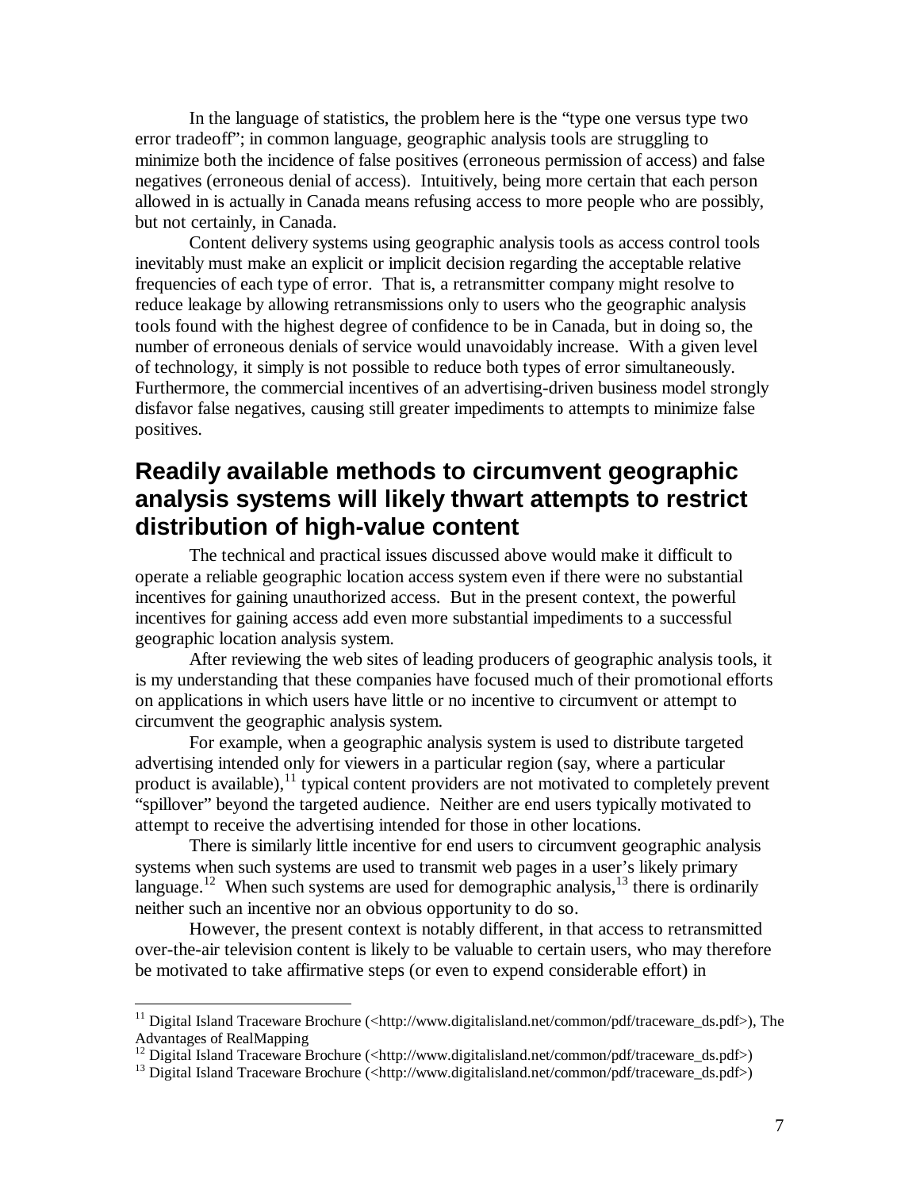In the language of statistics, the problem here is the "type one versus type two error tradeoff"; in common language, geographic analysis tools are struggling to minimize both the incidence of false positives (erroneous permission of access) and false negatives (erroneous denial of access). Intuitively, being more certain that each person allowed in is actually in Canada means refusing access to more people who are possibly, but not certainly, in Canada.

Content delivery systems using geographic analysis tools as access control tools inevitably must make an explicit or implicit decision regarding the acceptable relative frequencies of each type of error. That is, a retransmitter company might resolve to reduce leakage by allowing retransmissions only to users who the geographic analysis tools found with the highest degree of confidence to be in Canada, but in doing so, the number of erroneous denials of service would unavoidably increase. With a given level of technology, it simply is not possible to reduce both types of error simultaneously. Furthermore, the commercial incentives of an advertising-driven business model strongly disfavor false negatives, causing still greater impediments to attempts to minimize false positives.

## Readily available methods to circumvent geographic analysis systems will likely thwart attempts to restrict distribution of high-value content

The technical and practical issues discussed above would make it difficult to operate a reliable geographic location access system even if there were no substantial incentives for gaining unauthorized access. But in the present context, the powerful incentives for gaining access add even more substantial impediments to a successful geographic location analysis system.

After reviewing the web sites of leading producers of geographic analysis tools, it is my understanding that these companies have focused much of their promotional efforts on applications in which users have little or no incentive to circumvent or attempt to circumvent the geographic analysis system.

For example, when a geographic analysis system is used to distribute targeted advertising intended only for viewers in a particular region (say, where a particular product is available),[11] typical content providers are not motivated to completely prevent "spillover" beyond the targeted audience. Neither are end users typically motivated to attempt to receive the advertising intended for those in other locations.

There is similarly little incentive for end users to circumvent geographic analysis systems when such systems are used to transmit web pages in a user's likely primary language.[12] When such systems are used for demographic analysis,[13] there is ordinarily neither such an incentive nor an obvious opportunity to do so.

However, the present context is notably different, in that access to retransmitted over-the-air television content is likely to be valuable to certain users, who may therefore be motivated to take affirmative steps (or even to expend considerable effort) in

---

[11] Digital Island Traceware Brochure (<http://www.digitalisland.net/common/pdf/traceware_ds.pdf>), The Advantages of RealMapping

[12] Digital Island Traceware Brochure (<http://www.digitalisland.net/common/pdf/traceware_ds.pdf>)

[13] Digital Island Traceware Brochure (<http://www.digitalisland.net/common/pdf/traceware_ds.pdf>)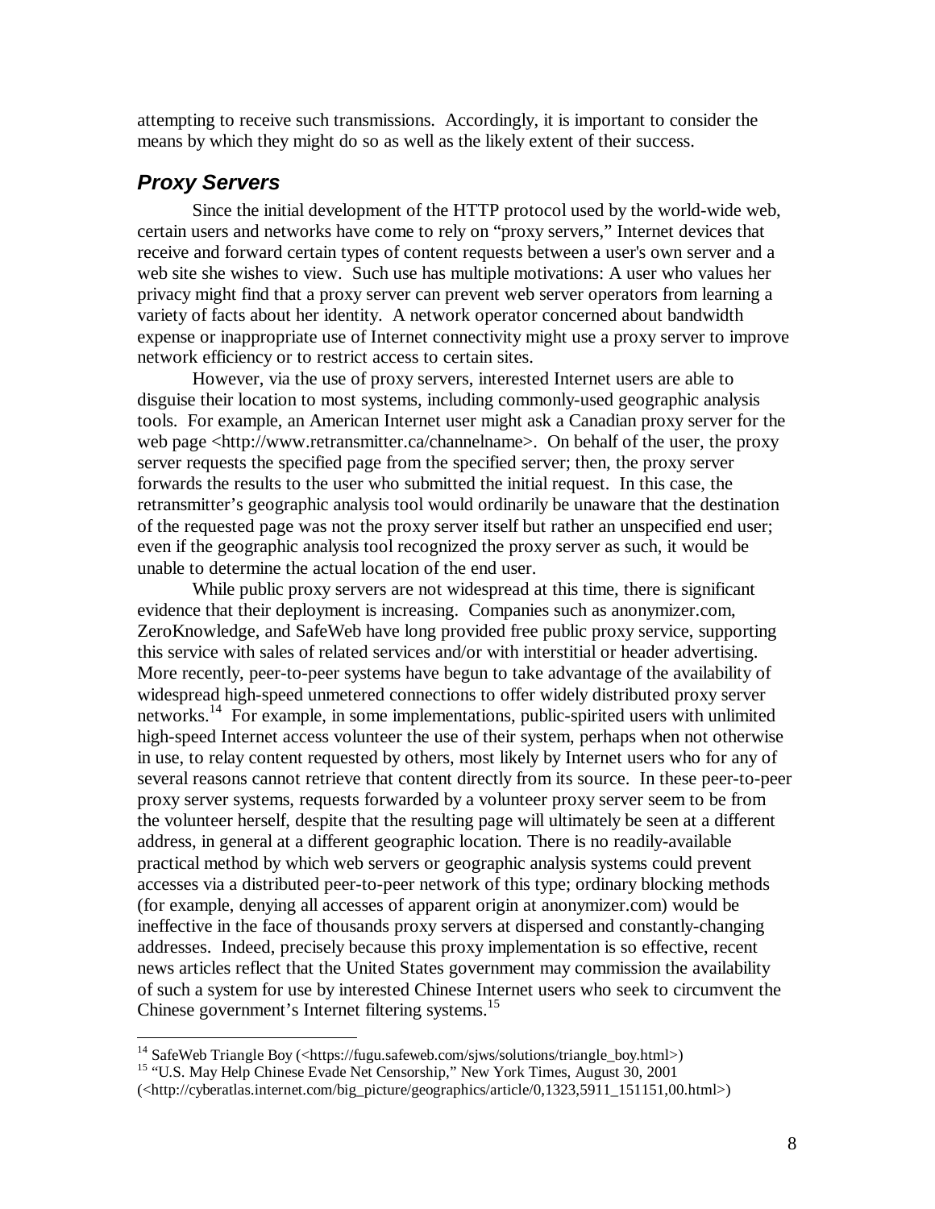attempting to receive such transmissions. Accordingly, it is important to consider the means by which they might do so as well as the likely extent of their success.

### *Proxy Servers*

Since the initial development of the HTTP protocol used by the world-wide web, certain users and networks have come to rely on "proxy servers," Internet devices that receive and forward certain types of content requests between a user's own server and a web site she wishes to view. Such use has multiple motivations: A user who values her privacy might find that a proxy server can prevent web server operators from learning a variety of facts about her identity. A network operator concerned about bandwidth expense or inappropriate use of Internet connectivity might use a proxy server to improve network efficiency or to restrict access to certain sites.

However, via the use of proxy servers, interested Internet users are able to disguise their location to most systems, including commonly-used geographic analysis tools. For example, an American Internet user might ask a Canadian proxy server for the web page <http://www.retransmitter.ca/channelname>. On behalf of the user, the proxy server requests the specified page from the specified server; then, the proxy server forwards the results to the user who submitted the initial request. In this case, the retransmitter's geographic analysis tool would ordinarily be unaware that the destination of the requested page was not the proxy server itself but rather an unspecified end user; even if the geographic analysis tool recognized the proxy server as such, it would be unable to determine the actual location of the end user.

While public proxy servers are not widespread at this time, there is significant evidence that their deployment is increasing. Companies such as anonymizer.com, ZeroKnowledge, and SafeWeb have long provided free public proxy service, supporting this service with sales of related services and/or with interstitial or header advertising. More recently, peer-to-peer systems have begun to take advantage of the availability of widespread high-speed unmetered connections to offer widely distributed proxy server networks.[14] For example, in some implementations, public-spirited users with unlimited high-speed Internet access volunteer the use of their system, perhaps when not otherwise in use, to relay content requested by others, most likely by Internet users who for any of several reasons cannot retrieve that content directly from its source. In these peer-to-peer proxy server systems, requests forwarded by a volunteer proxy server seem to be from the volunteer herself, despite that the resulting page will ultimately be seen at a different address, in general at a different geographic location. There is no readily-available practical method by which web servers or geographic analysis systems could prevent accesses via a distributed peer-to-peer network of this type; ordinary blocking methods (for example, denying all accesses of apparent origin at anonymizer.com) would be ineffective in the face of thousands proxy servers at dispersed and constantly-changing addresses. Indeed, precisely because this proxy implementation is so effective, recent news articles reflect that the United States government may commission the availability of such a system for use by interested Chinese Internet users who seek to circumvent the Chinese government's Internet filtering systems.[15]

---

[14] SafeWeb Triangle Boy (<https://fugu.safeweb.com/sjws/solutions/triangle_boy.html>)

[15] "U.S. May Help Chinese Evade Net Censorship," New York Times, August 30, 2001 (<http://cyberatlas.internet.com/big_picture/geographics/article/0,1323,5911_151151,00.html>)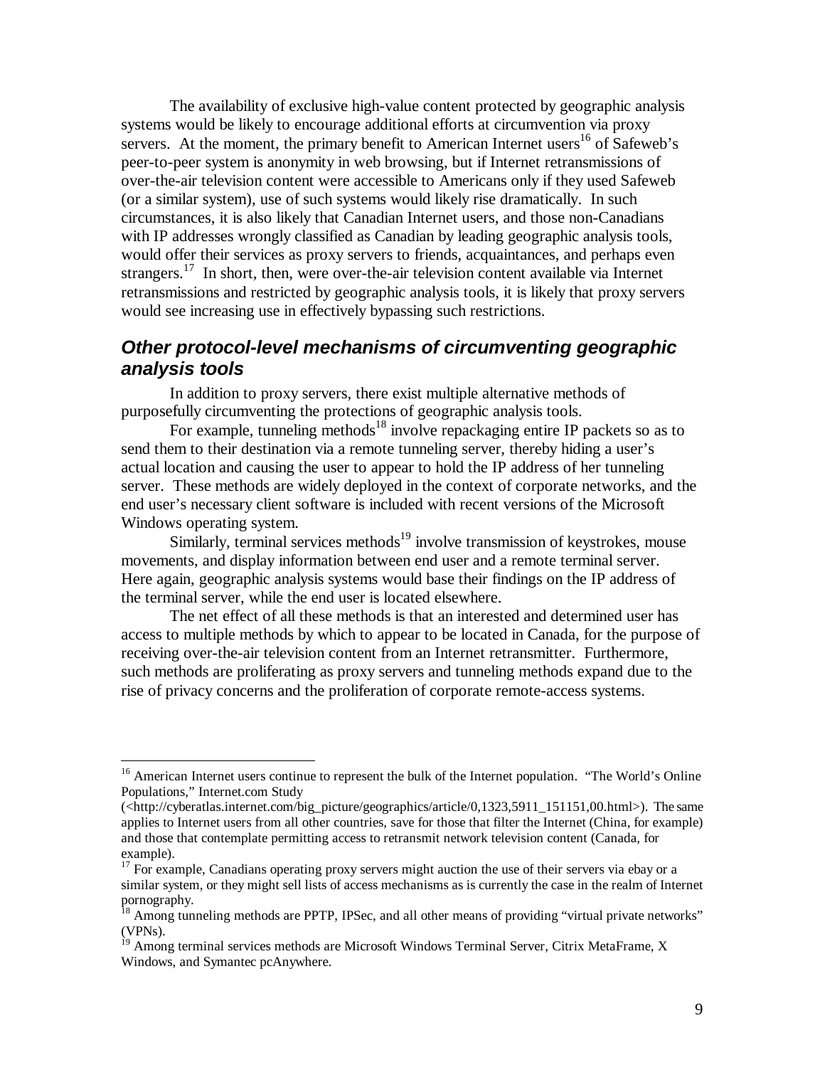The availability of exclusive high-value content protected by geographic analysis systems would be likely to encourage additional efforts at circumvention via proxy servers. At the moment, the primary benefit to American Internet users[16] of Safeweb's peer-to-peer system is anonymity in web browsing, but if Internet retransmissions of over-the-air television content were accessible to Americans only if they used Safeweb (or a similar system), use of such systems would likely rise dramatically. In such circumstances, it is also likely that Canadian Internet users, and those non-Canadians with IP addresses wrongly classified as Canadian by leading geographic analysis tools, would offer their services as proxy servers to friends, acquaintances, and perhaps even strangers.[17] In short, then, were over-the-air television content available via Internet retransmissions and restricted by geographic analysis tools, it is likely that proxy servers would see increasing use in effectively bypassing such restrictions.

## *Other protocol-level mechanisms of circumventing geographic analysis tools*

In addition to proxy servers, there exist multiple alternative methods of purposefully circumventing the protections of geographic analysis tools.

For example, tunneling methods[18] involve repackaging entire IP packets so as to send them to their destination via a remote tunneling server, thereby hiding a user's actual location and causing the user to appear to hold the IP address of her tunneling server. These methods are widely deployed in the context of corporate networks, and the end user's necessary client software is included with recent versions of the Microsoft Windows operating system.

Similarly, terminal services methods[19] involve transmission of keystrokes, mouse movements, and display information between end user and a remote terminal server. Here again, geographic analysis systems would base their findings on the IP address of the terminal server, while the end user is located elsewhere.

The net effect of all these methods is that an interested and determined user has access to multiple methods by which to appear to be located in Canada, for the purpose of receiving over-the-air television content from an Internet retransmitter. Furthermore, such methods are proliferating as proxy servers and tunneling methods expand due to the rise of privacy concerns and the proliferation of corporate remote-access systems.

---

[16] American Internet users continue to represent the bulk of the Internet population. "The World's Online Populations," Internet.com Study (<http://cyberatlas.internet.com/big_picture/geographics/article/0,1323,5911_151151,00.html>). The same applies to Internet users from all other countries, save for those that filter the Internet (China, for example) and those that contemplate permitting access to retransmit network television content (Canada, for example).

[17] For example, Canadians operating proxy servers might auction the use of their servers via ebay or a similar system, or they might sell lists of access mechanisms as is currently the case in the realm of Internet pornography.

[18] Among tunneling methods are PPTP, IPSec, and all other means of providing "virtual private networks" (VPNs).

[19] Among terminal services methods are Microsoft Windows Terminal Server, Citrix MetaFrame, X Windows, and Symantec pcAnywhere.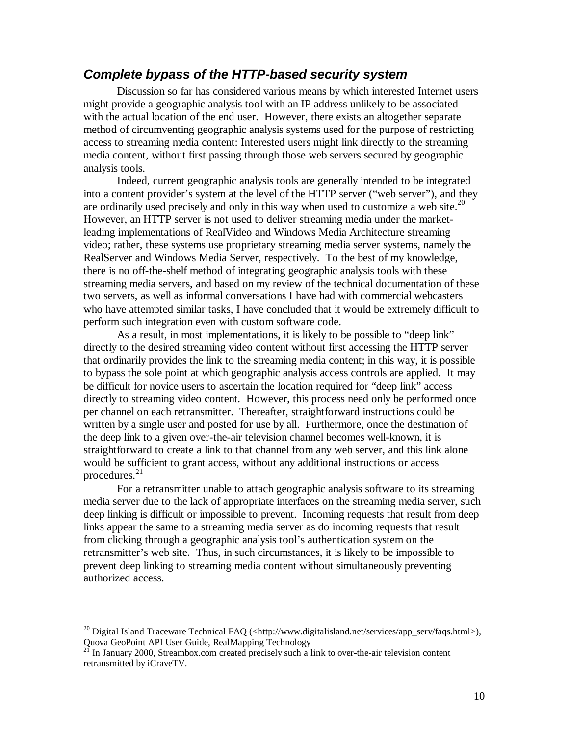### *Complete bypass of the HTTP-based security system*

Discussion so far has considered various means by which interested Internet users might provide a geographic analysis tool with an IP address unlikely to be associated with the actual location of the end user. However, there exists an altogether separate method of circumventing geographic analysis systems used for the purpose of restricting access to streaming media content: Interested users might link directly to the streaming media content, without first passing through those web servers secured by geographic analysis tools.

Indeed, current geographic analysis tools are generally intended to be integrated into a content provider's system at the level of the HTTP server ("web server"), and they are ordinarily used precisely and only in this way when used to customize a web site.[20] However, an HTTP server is not used to deliver streaming media under the market-leading implementations of RealVideo and Windows Media Architecture streaming video; rather, these systems use proprietary streaming media server systems, namely the RealServer and Windows Media Server, respectively. To the best of my knowledge, there is no off-the-shelf method of integrating geographic analysis tools with these streaming media servers, and based on my review of the technical documentation of these two servers, as well as informal conversations I have had with commercial webcasters who have attempted similar tasks, I have concluded that it would be extremely difficult to perform such integration even with custom software code.

As a result, in most implementations, it is likely to be possible to "deep link" directly to the desired streaming video content without first accessing the HTTP server that ordinarily provides the link to the streaming media content; in this way, it is possible to bypass the sole point at which geographic analysis access controls are applied. It may be difficult for novice users to ascertain the location required for "deep link" access directly to streaming video content. However, this process need only be performed once per channel on each retransmitter. Thereafter, straightforward instructions could be written by a single user and posted for use by all. Furthermore, once the destination of the deep link to a given over-the-air television channel becomes well-known, it is straightforward to create a link to that channel from any web server, and this link alone would be sufficient to grant access, without any additional instructions or access procedures.[21]

For a retransmitter unable to attach geographic analysis software to its streaming media server due to the lack of appropriate interfaces on the streaming media server, such deep linking is difficult or impossible to prevent. Incoming requests that result from deep links appear the same to a streaming media server as do incoming requests that result from clicking through a geographic analysis tool's authentication system on the retransmitter's web site. Thus, in such circumstances, it is likely to be impossible to prevent deep linking to streaming media content without simultaneously preventing authorized access.

---

[20] Digital Island Traceware Technical FAQ (<http://www.digitalisland.net/services/app_serv/faqs.html>), Quova GeoPoint API User Guide, RealMapping Technology

[21] In January 2000, Streambox.com created precisely such a link to over-the-air television content retransmitted by iCraveTV.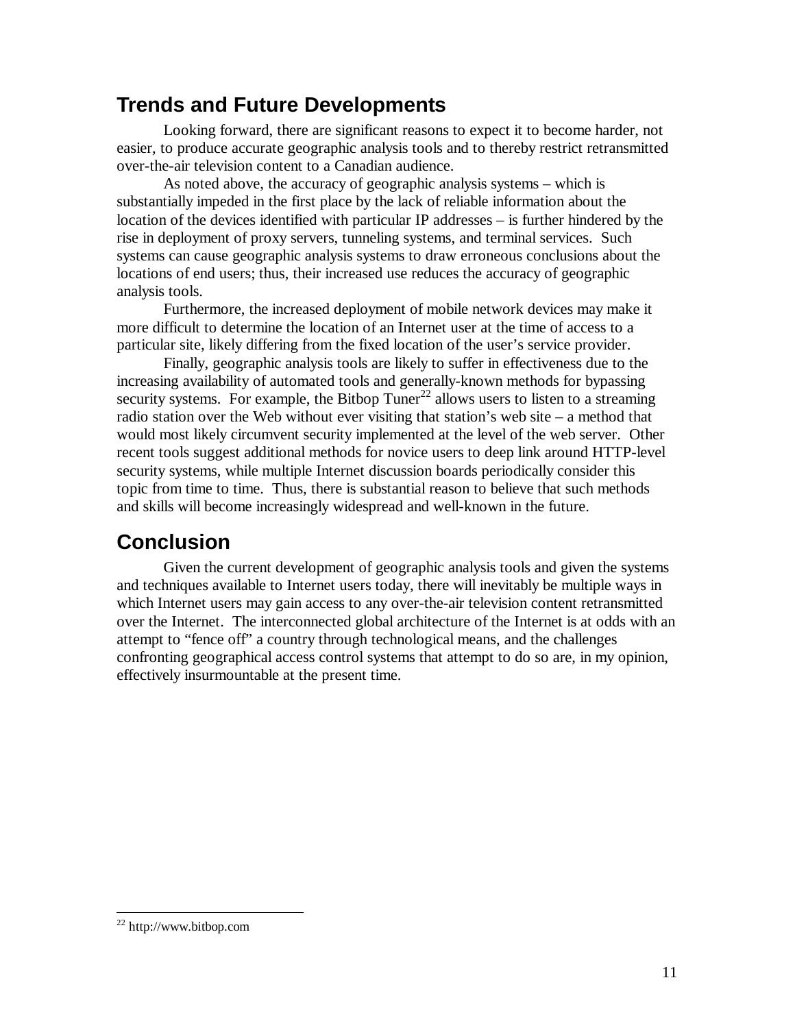## Trends and Future Developments

Looking forward, there are significant reasons to expect it to become harder, not easier, to produce accurate geographic analysis tools and to thereby restrict retransmitted over-the-air television content to a Canadian audience.

As noted above, the accuracy of geographic analysis systems – which is substantially impeded in the first place by the lack of reliable information about the location of the devices identified with particular IP addresses – is further hindered by the rise in deployment of proxy servers, tunneling systems, and terminal services. Such systems can cause geographic analysis systems to draw erroneous conclusions about the locations of end users; thus, their increased use reduces the accuracy of geographic analysis tools.

Furthermore, the increased deployment of mobile network devices may make it more difficult to determine the location of an Internet user at the time of access to a particular site, likely differing from the fixed location of the user's service provider.

Finally, geographic analysis tools are likely to suffer in effectiveness due to the increasing availability of automated tools and generally-known methods for bypassing security systems. For example, the Bitbop Tuner[22] allows users to listen to a streaming radio station over the Web without ever visiting that station's web site – a method that would most likely circumvent security implemented at the level of the web server. Other recent tools suggest additional methods for novice users to deep link around HTTP-level security systems, while multiple Internet discussion boards periodically consider this topic from time to time. Thus, there is substantial reason to believe that such methods and skills will become increasingly widespread and well-known in the future.

## Conclusion

Given the current development of geographic analysis tools and given the systems and techniques available to Internet users today, there will inevitably be multiple ways in which Internet users may gain access to any over-the-air television content retransmitted over the Internet. The interconnected global architecture of the Internet is at odds with an attempt to "fence off" a country through technological means, and the challenges confronting geographical access control systems that attempt to do so are, in my opinion, effectively insurmountable at the present time.

---

[22] http://www.bitbop.com